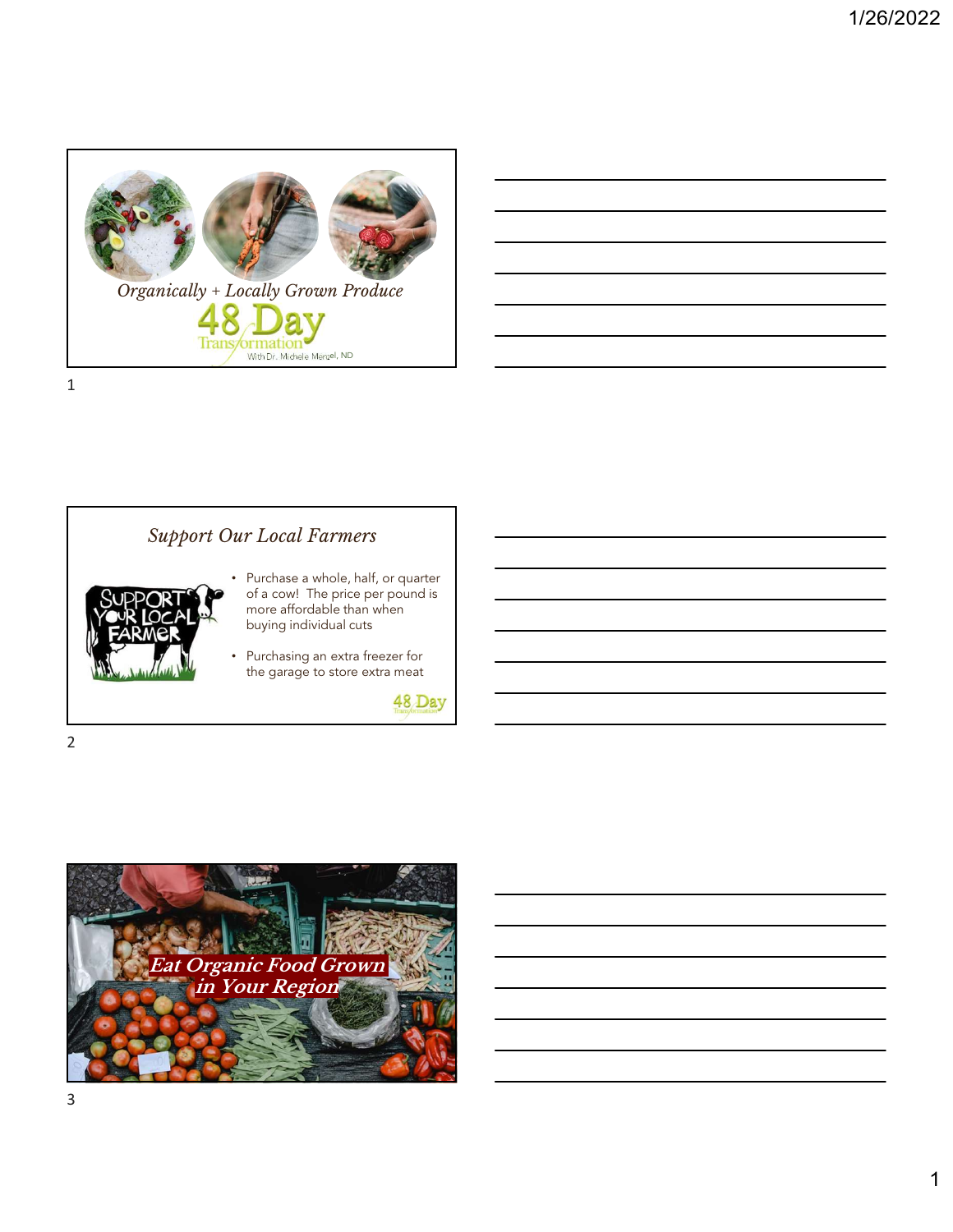*Organically + Locally Grown Produce*

48 Day Transformation

With Dr. Michele Menzel, ND

## *Support Our Local Farmers*

SUPPORT YOUR LOCAL FARMER

- Purchase a whole, half, or quarter of a cow! The price per pound is more affordable than when buying individual cuts
- Purchasing an extra freezer for the garage to store extra meat

48 Day Transformation

## *Eat Organic Food Grown in Your Region*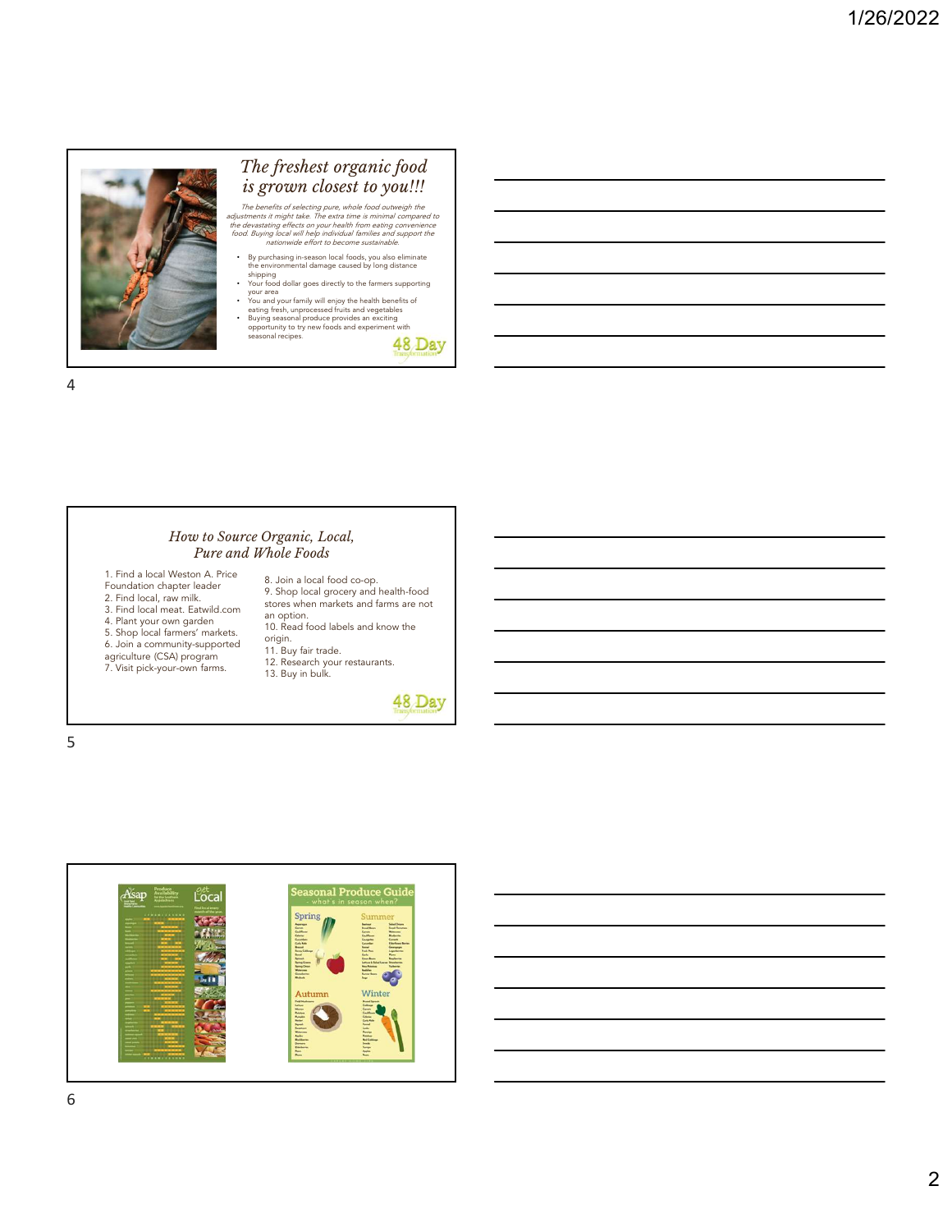## The freshest organic food is grown closest to you!!!

*The benefits of selecting pure, whole food outweigh the adjustments it might take. The extra time is minimal compared to the devastating effects on your health from eating convenience food. Buying local will help individual families and support the nationwide effort to become sustainable.*

- By purchasing in-season local foods, you also eliminate the environmental damage caused by long distance shipping
- Your food dollar goes directly to the farmers supporting your area
- You and your family will enjoy the health benefits of eating fresh, unprocessed fruits and vegetables
- Buying seasonal produce provides an exciting opportunity to try new foods and experiment with seasonal recipes.

48 Day Transformation

## How to Source Organic, Local, Pure and Whole Foods

1. Find a local Weston A. Price Foundation chapter leader
2. Find local, raw milk.
3. Find local meat. Eatwild.com
4. Plant your own garden
5. Shop local farmers' markets.
6. Join a community-supported agriculture (CSA) program
7. Visit pick-your-own farms.
8. Join a local food co-op.
9. Shop local grocery and health-food stores when markets and farms are not an option.
10. Read food labels and know the origin.
11. Buy fair trade.
12. Research your restaurants.
13. Buy in bulk.

48 Day Transformation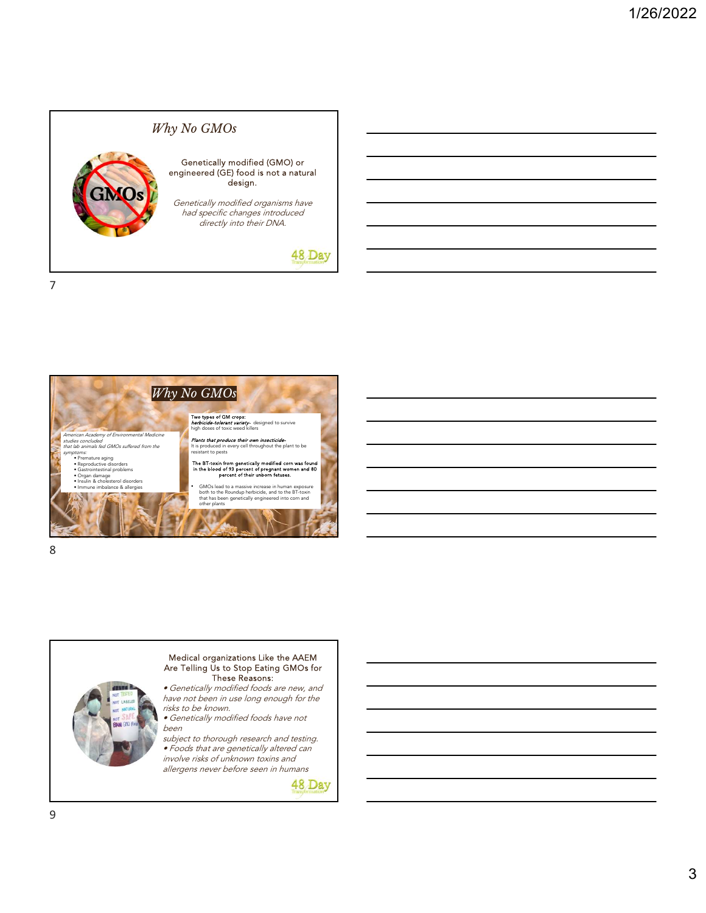## Why No GMOs

Genetically modified (GMO) or engineered (GE) food is not a natural design.

*Genetically modified organisms have had specific changes introduced directly into their DNA.*

48 Day Transformation

## Why No GMOs

*American Academy of Environmental Medicine studies concluded that lab animals fed GMOs suffered from the symptoms:*

- Premature aging
- Reproductive disorders
- Gastrointestinal problems
- Organ damage
- Insulin & cholesterol disorders
- Immune imbalance & allergies

**Two types of GM crops:**

***herbicide-tolerant variety-*** designed to survive high doses of toxic weed killers

***Plants that produce their own insecticide-*** It is produced in every cell throughout the plant to be resistant to pests

**The BT-toxin from genetically modified corn was found in the blood of 93 percent of pregnant women and 80 percent of their unborn fetuses.**

- GMOs lead to a massive increase in human exposure both to the Roundup herbicide, and to the BT-toxin that has been genetically engineered into corn and other plants

Medical organizations Like the AAEM Are Telling Us to Stop Eating GMOs for These Reasons:

- *Genetically modified foods are new, and have not been in use long enough for the risks to be known.*
- *Genetically modified foods have not been subject to thorough research and testing.*
- *Foods that are genetically altered can involve risks of unknown toxins and allergens never before seen in humans*

48 Day Transformation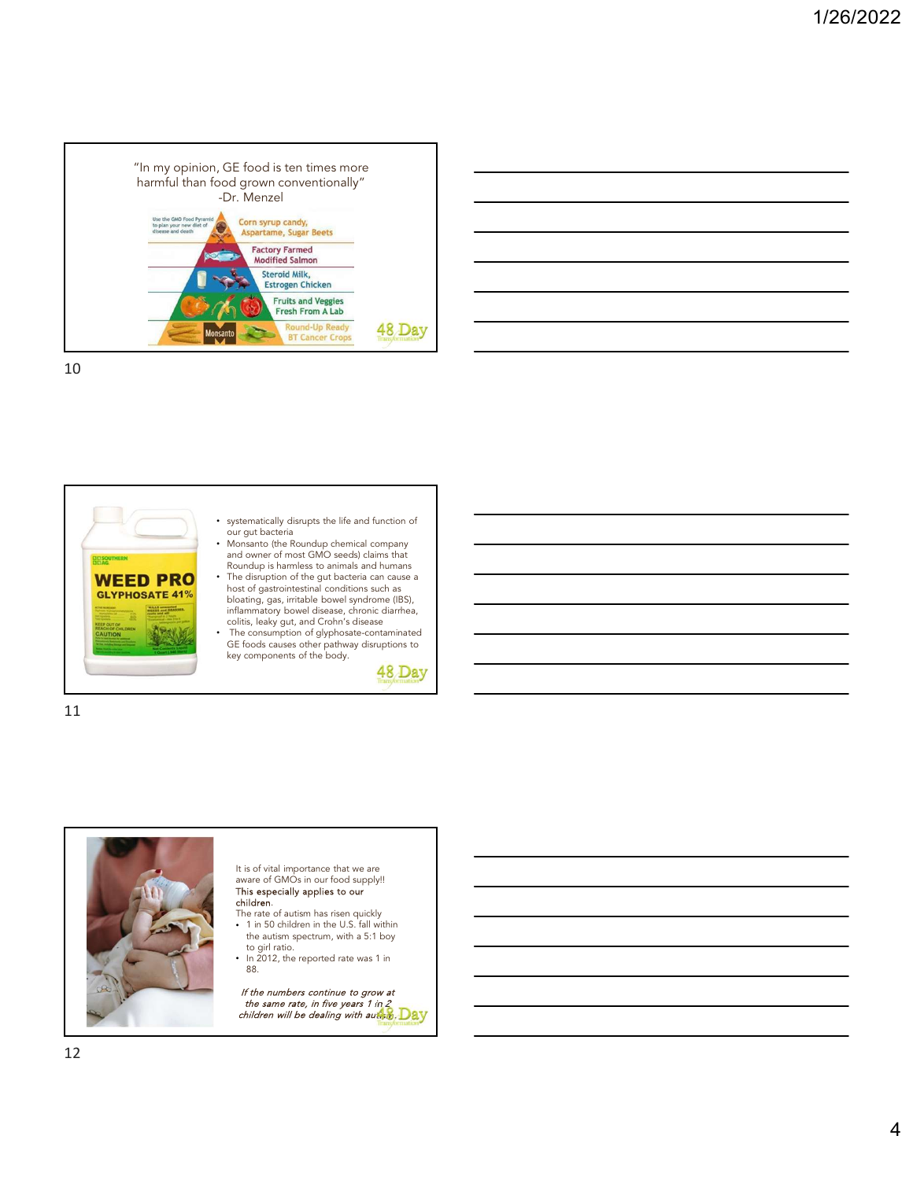"In my opinion, GE food is ten times more harmful than food grown conventionally"
-Dr. Menzel

Use the GMO Food Pyramid to plan your new diet of disease and death

- Corn syrup candy, Aspartame, Sugar Beets
- Factory Farmed Modified Salmon
- Steroid Milk, Estrogen Chicken
- Fruits and Veggies Fresh From A Lab
- Monsanto Round-Up Ready BT Cancer Crops

48 Day Transformation

---

WEED PRO GLYPHOSATE 41%

- systematically disrupts the life and function of our gut bacteria
- Monsanto (the Roundup chemical company and owner of most GMO seeds) claims that Roundup is harmless to animals and humans
- The disruption of the gut bacteria can cause a host of gastrointestinal conditions such as bloating, gas, irritable bowel syndrome (IBS), inflammatory bowel disease, chronic diarrhea, colitis, leaky gut, and Crohn's disease
- The consumption of glyphosate-contaminated GE foods causes other pathway disruptions to key components of the body.

48 Day Transformation

---

It is of vital importance that we are aware of GMOs in our food supply!!

This especially applies to our children.

The rate of autism has risen quickly

- 1 in 50 children in the U.S. fall within the autism spectrum, with a 5:1 boy to girl ratio.
- In 2012, the reported rate was 1 in 88.

*If the numbers continue to grow at the same rate, in five years 1 in 2 children will be dealing with autism.*

48 Day Transformation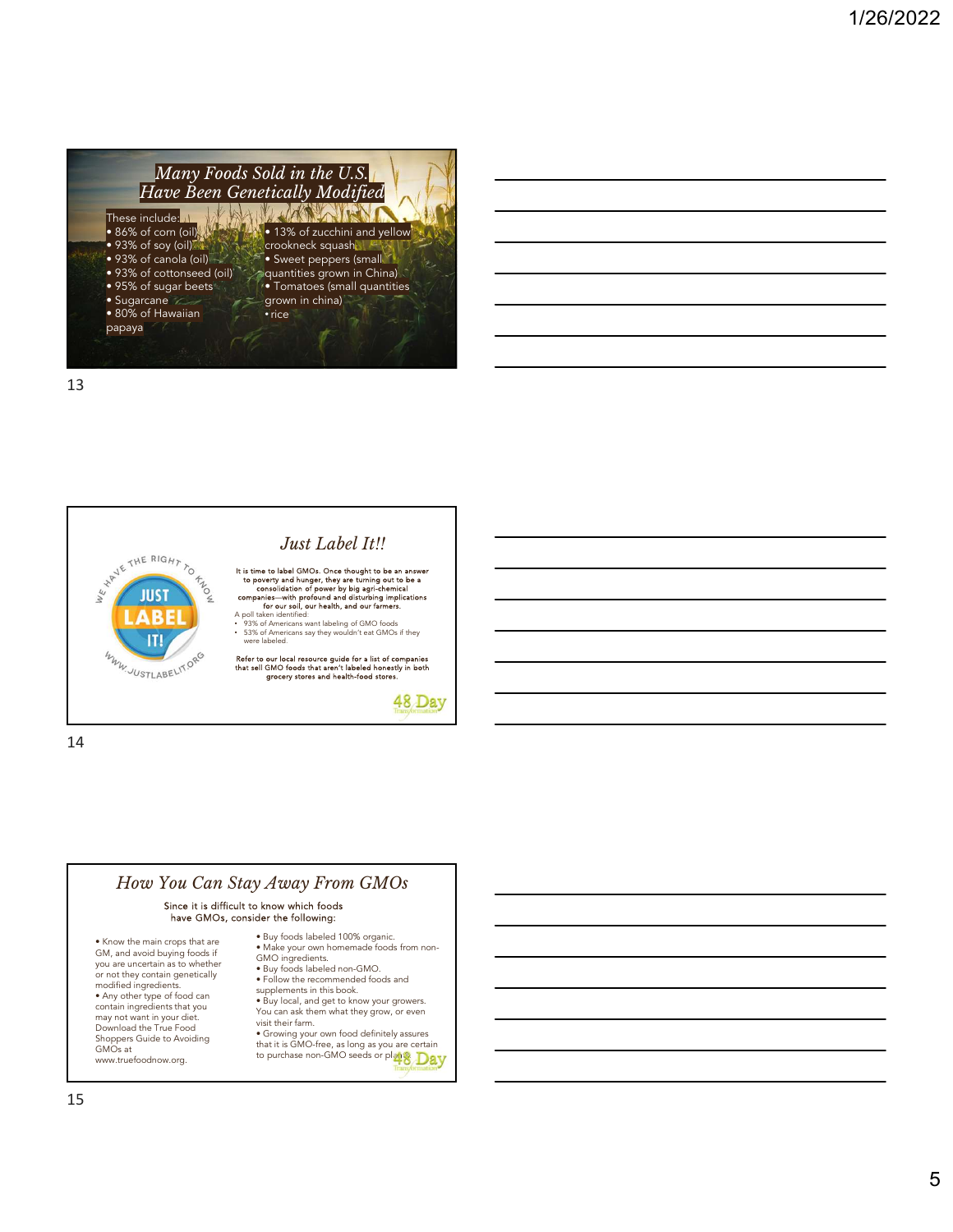## Many Foods Sold in the U.S. Have Been Genetically Modified

These include:

- 86% of corn (oil)
- 93% of soy (oil)
- 93% of canola (oil)
- 93% of cottonseed (oil)
- 95% of sugar beets
- Sugarcane
- 80% of Hawaiian papaya
- 13% of zucchini and yellow crookneck squash
- Sweet peppers (small quantities grown in China)
- Tomatoes (small quantities grown in china)
- rice

## Just Label It!!

WE HAVE THE RIGHT TO KNOW — JUST LABEL IT! — WWW.JUSTLABELIT.ORG

It is time to label GMOs. Once thought to be an answer to poverty and hunger, they are turning out to be a consolidation of power by big agri-chemical companies—with profound and disturbing implications for our soil, our health, and our farmers.

A poll taken identified:

- 93% of Americans want labeling of GMO foods
- 53% of Americans say they wouldn't eat GMOs if they were labeled.

Refer to our local resource guide for a list of companies that sell GMO foods that aren't labeled honestly in both grocery stores and health-food stores.

48 Day Transformation

## How You Can Stay Away From GMOs

Since it is difficult to know which foods have GMOs, consider the following:

- Know the main crops that are GM, and avoid buying foods if you are uncertain as to whether or not they contain genetically modified ingredients.
- Any other type of food can contain ingredients that you may not want in your diet. Download the True Food Shoppers Guide to Avoiding GMOs at www.truefoodnow.org.
- Buy foods labeled 100% organic.
- Make your own homemade foods from non-GMO ingredients.
- Buy foods labeled non-GMO.
- Follow the recommended foods and supplements in this book.
- Buy local, and get to know your growers. You can ask them what they grow, or even visit their farm.
- Growing your own food definitely assures that it is GMO-free, as long as you are certain to purchase non-GMO seeds or plants.

48 Day Transformation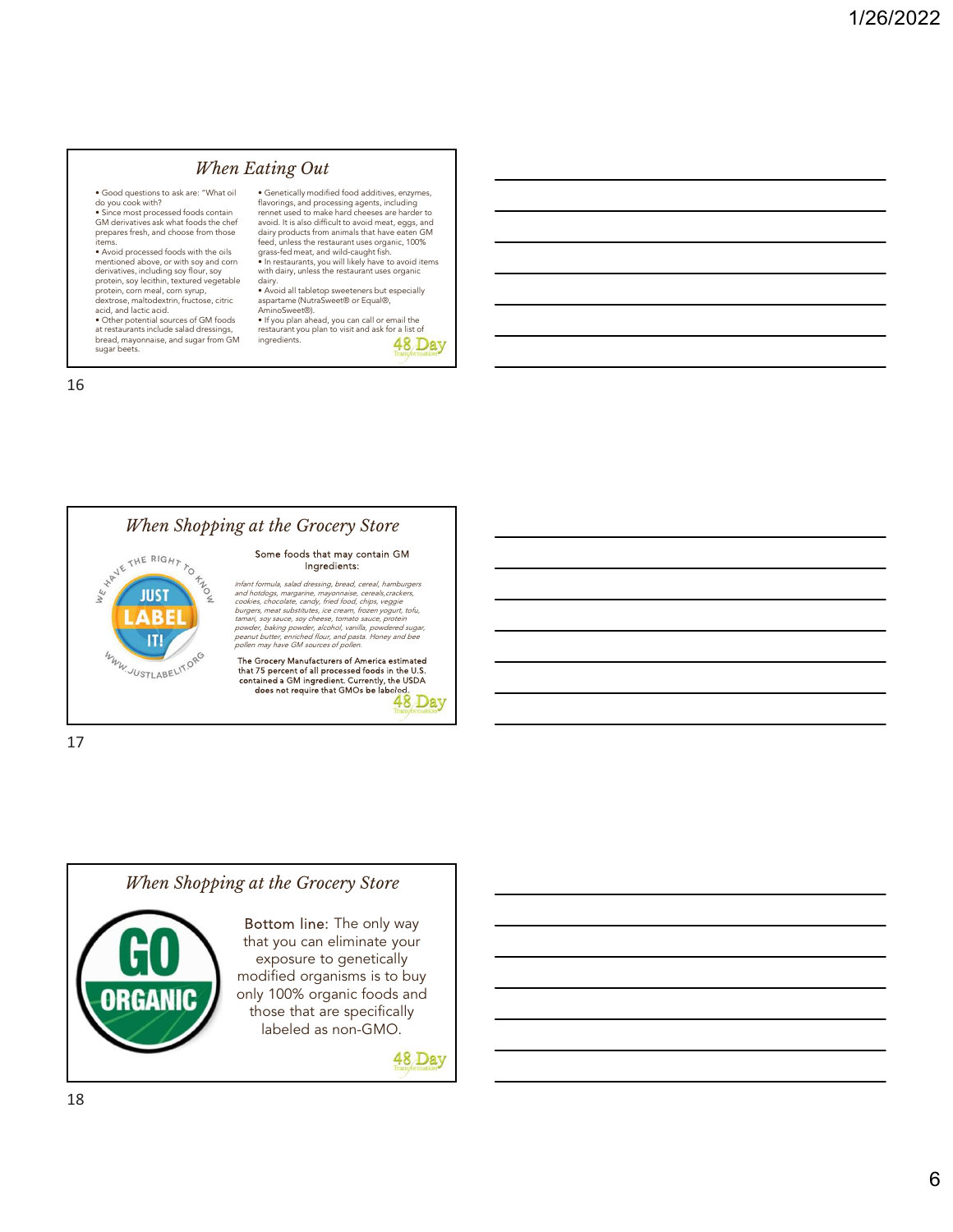## When Eating Out

- Good questions to ask are: "What oil do you cook with?
- Since most processed foods contain GM derivatives ask what foods the chef prepares fresh, and choose from those items.
- Avoid processed foods with the oils mentioned above, or with soy and corn derivatives, including soy flour, soy protein, soy lecithin, textured vegetable protein, corn meal, corn syrup, dextrose, maltodextrin, fructose, citric acid, and lactic acid.
- Other potential sources of GM foods at restaurants include salad dressings, bread, mayonnaise, and sugar from GM sugar beets.
- Genetically modified food additives, enzymes, flavorings, and processing agents, including rennet used to make hard cheeses are harder to avoid. It is also difficult to avoid meat, eggs, and dairy products from animals that have eaten GM feed, unless the restaurant uses organic, 100% grass-fed meat, and wild-caught fish.
- In restaurants, you will likely have to avoid items with dairy, unless the restaurant uses organic dairy.
- Avoid all tabletop sweeteners but especially aspartame (NutraSweet® or Equal®, AminoSweet®).
- If you plan ahead, you can call or email the restaurant you plan to visit and ask for a list of ingredients.

48 Day Transformation

## When Shopping at the Grocery Store

WE HAVE THE RIGHT TO KNOW — JUST LABEL IT! — WWW.JUSTLABELIT.ORG

Some foods that may contain GM Ingredients:

*Infant formula, salad dressing, bread, cereal, hamburgers and hotdogs, margarine, mayonnaise, cereals,crackers, cookies, chocolate, candy, fried food, chips, veggie burgers, meat substitutes, ice cream, frozen yogurt, tofu, tamari, soy sauce, soy cheese, tomato sauce, protein powder, baking powder, alcohol, vanilla, powdered sugar, peanut butter, enriched flour, and pasta. Honey and bee pollen may have GM sources of pollen.*

The Grocery Manufacturers of America estimated that 75 percent of all processed foods in the U.S. contained a GM ingredient. Currently, the USDA does not require that GMOs be labeled.

48 Day Transformation

## When Shopping at the Grocery Store

GO ORGANIC

Bottom line: The only way that you can eliminate your exposure to genetically modified organisms is to buy only 100% organic foods and those that are specifically labeled as non-GMO.

48 Day Transformation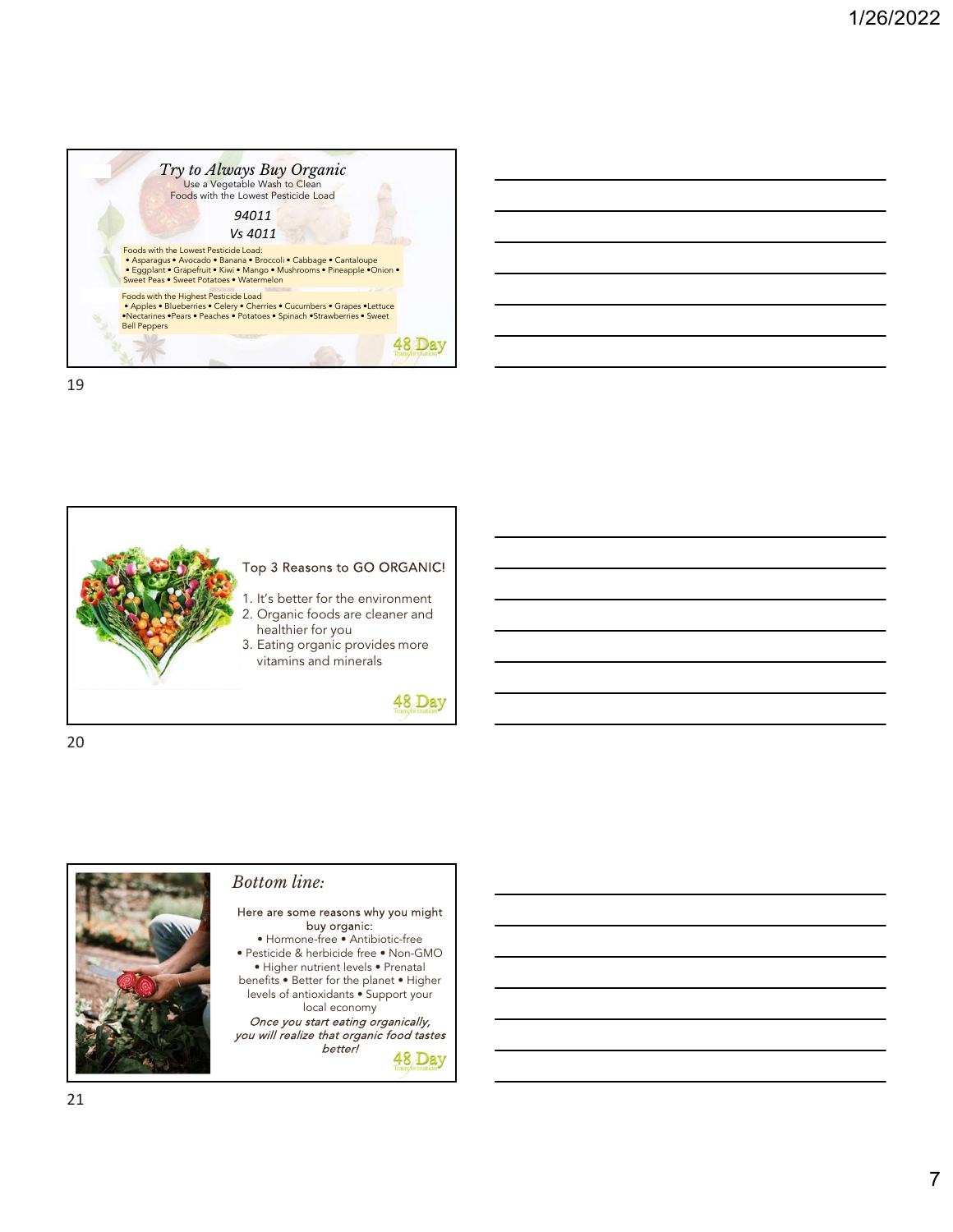## Try to Always Buy Organic

Use a Vegetable Wash to Clean
Foods with the Lowest Pesticide Load

*94011*
*Vs 4011*

Foods with the Lowest Pesticide Load:
• Asparagus • Avocado • Banana • Broccoli • Cabbage • Cantaloupe • Eggplant • Grapefruit • Kiwi • Mango • Mushrooms • Pineapple •Onion • Sweet Peas • Sweet Potatoes • Watermelon

Foods with the Highest Pesticide Load
• Apples • Blueberries • Celery • Cherries • Cucumbers • Grapes •Lettuce •Nectarines •Pears • Peaches • Potatoes • Spinach •Strawberries • Sweet Bell Peppers

48 Day Transformation

## Top 3 Reasons to GO ORGANIC!

1. It's better for the environment
2. Organic foods are cleaner and healthier for you
3. Eating organic provides more vitamins and minerals

48 Day Transformation

## Bottom line:

Here are some reasons why you might buy organic:
• Hormone-free • Antibiotic-free • Pesticide & herbicide free • Non-GMO • Higher nutrient levels • Prenatal benefits • Better for the planet • Higher levels of antioxidants • Support your local economy

*Once you start eating organically, you will realize that organic food tastes better!*

48 Day Transformation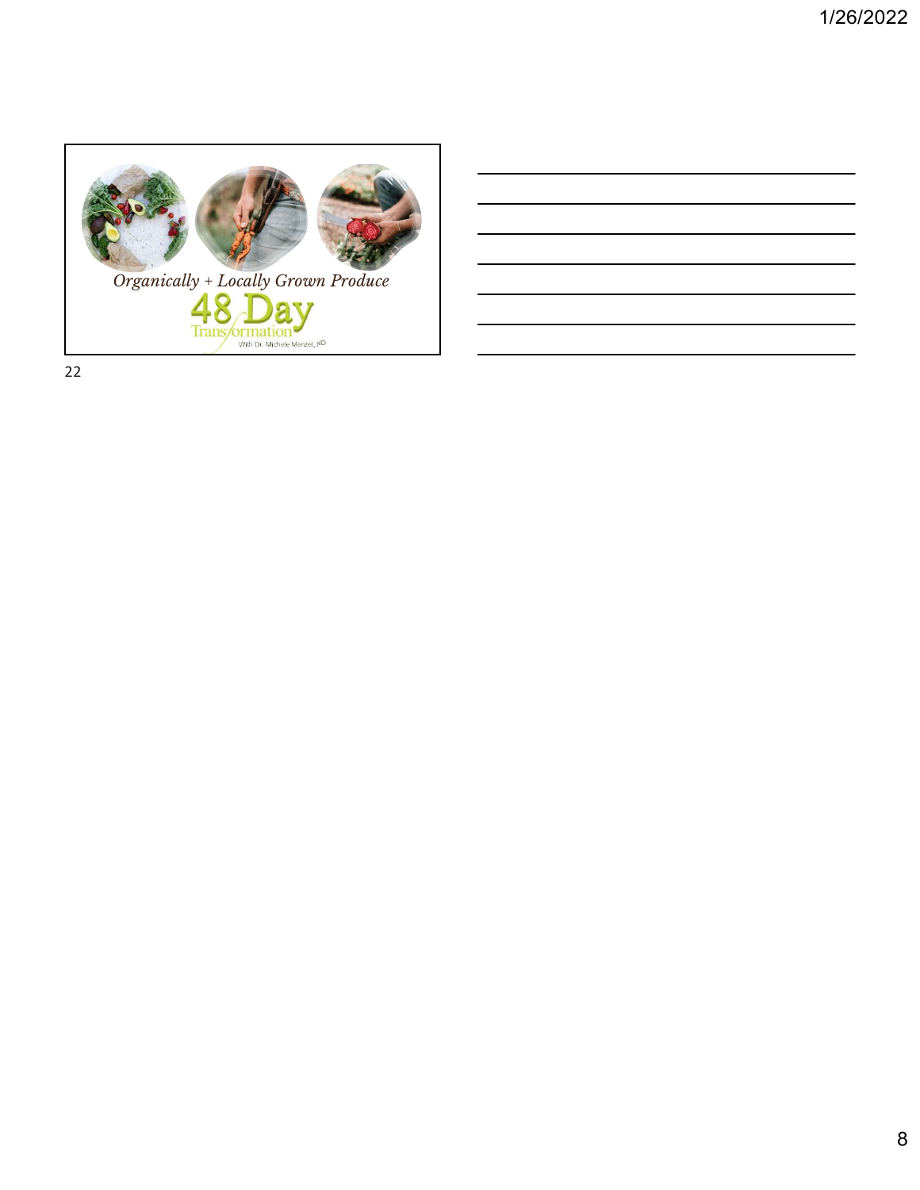*Organically + Locally Grown Produce*

48 Day Transformation

With Dr. Michele Menzel, ND

22